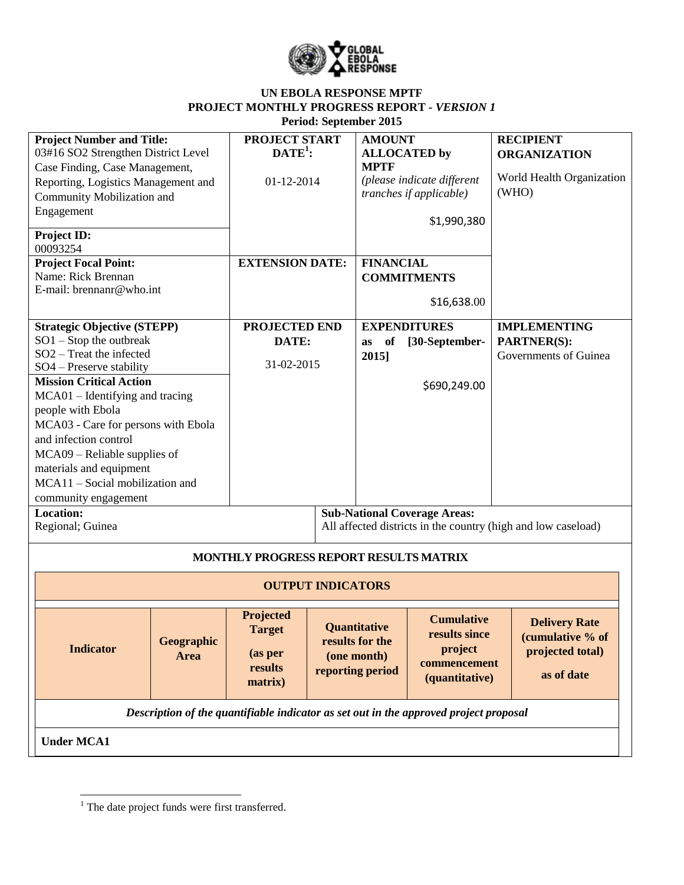# UN EBOLA RESPONSE MPTF

## PROJECT MONTHLY PROGRESS REPORT - *VERSION 1*

**Period: September 2015**

| **Project Number and Title:** 03#16 SO2 Strengthen District Level Case Finding, Case Management, Reporting, Logistics Management and Community Mobilization and Engagement<br><br>**Project ID:** 00093254 | **PROJECT START DATE[1]:**<br><br>01-12-2014 | **AMOUNT ALLOCATED by MPTF** *(please indicate different tranches if applicable)*<br><br>$1,990,380 | **RECIPIENT ORGANIZATION**<br><br>World Health Organization (WHO) |
|---|---|---|---|
| **Project Focal Point:**<br>Name: Rick Brennan<br>E-mail: brennanr@who.int | **EXTENSION DATE:** | **FINANCIAL COMMITMENTS**<br><br>$16,638.00 | |
| **Strategic Objective (STEPP)**<br>SO1 – Stop the outbreak<br>SO2 – Treat the infected<br>SO4 – Preserve stability<br>**Mission Critical Action**<br>MCA01 – Identifying and tracing people with Ebola<br>MCA03 - Care for persons with Ebola and infection control<br>MCA09 – Reliable supplies of materials and equipment<br>MCA11 – Social mobilization and community engagement | **PROJECTED END DATE:**<br><br>31-02-2015 | **EXPENDITURES as of [30-September-2015]**<br><br>$690,249.00 | **IMPLEMENTING PARTNER(S):**<br>Governments of Guinea |
| **Location:**<br>Regional; Guinea | **Sub-National Coverage Areas:**<br>All affected districts in the country (high and low caseload) | | |

### MONTHLY PROGRESS REPORT RESULTS MATRIX

| **OUTPUT INDICATORS** | | | | | |
|---|---|---|---|---|---|
| **Indicator** | **Geographic Area** | **Projected Target (as per results matrix)** | **Quantitative results for the (one month) reporting period** | **Cumulative results since project commencement (quantitative)** | **Delivery Rate (cumulative % of projected total) as of date** |
| ***Description of the quantifiable indicator as set out in the approved project proposal*** | | | | | |
| **Under MCA1** | | | | | |

[1] The date project funds were first transferred.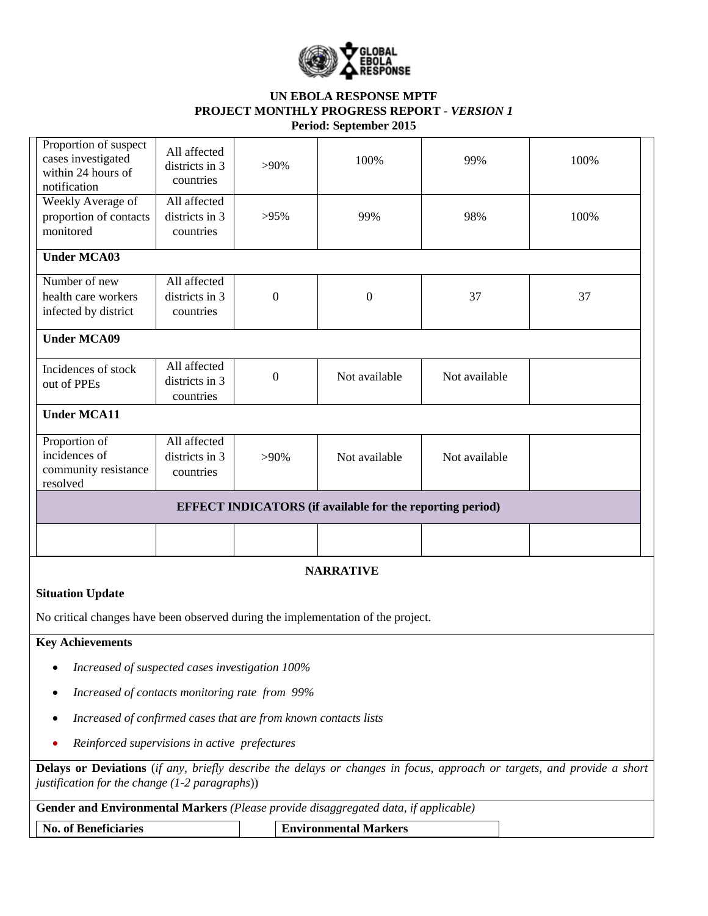UN EBOLA RESPONSE MPTF
PROJECT MONTHLY PROGRESS REPORT - *VERSION 1*
Period: September 2015

| | | | | | |
|---|---|---|---|---|---|
| Proportion of suspect cases investigated within 24 hours of notification | All affected districts in 3 countries | >90% | 100% | 99% | 100% |
| Weekly Average of proportion of contacts monitored | All affected districts in 3 countries | >95% | 99% | 98% | 100% |
| **Under MCA03** | | | | | |
| Number of new health care workers infected by district | All affected districts in 3 countries | 0 | 0 | 37 | 37 |
| **Under MCA09** | | | | | |
| Incidences of stock out of PPEs | All affected districts in 3 countries | 0 | Not available | Not available | |
| **Under MCA11** | | | | | |
| Proportion of incidences of community resistance resolved | All affected districts in 3 countries | >90% | Not available | Not available | |
| **EFFECT INDICATORS (if available for the reporting period)** | | | | | |
| | | | | | |

## NARRATIVE

**Situation Update**

No critical changes have been observed during the implementation of the project.

**Key Achievements**

- *Increased of suspected cases investigation 100%*
- *Increased of contacts monitoring rate from 99%*
- *Increased of confirmed cases that are from known contacts lists*
- *Reinforced supervisions in active prefectures*

**Delays or Deviations** (*if any, briefly describe the delays or changes in focus, approach or targets, and provide a short justification for the change (1-2 paragraphs)*)

**Gender and Environmental Markers** *(Please provide disaggregated data, if applicable)*

| No. of Beneficiaries | Environmental Markers |
|---|---|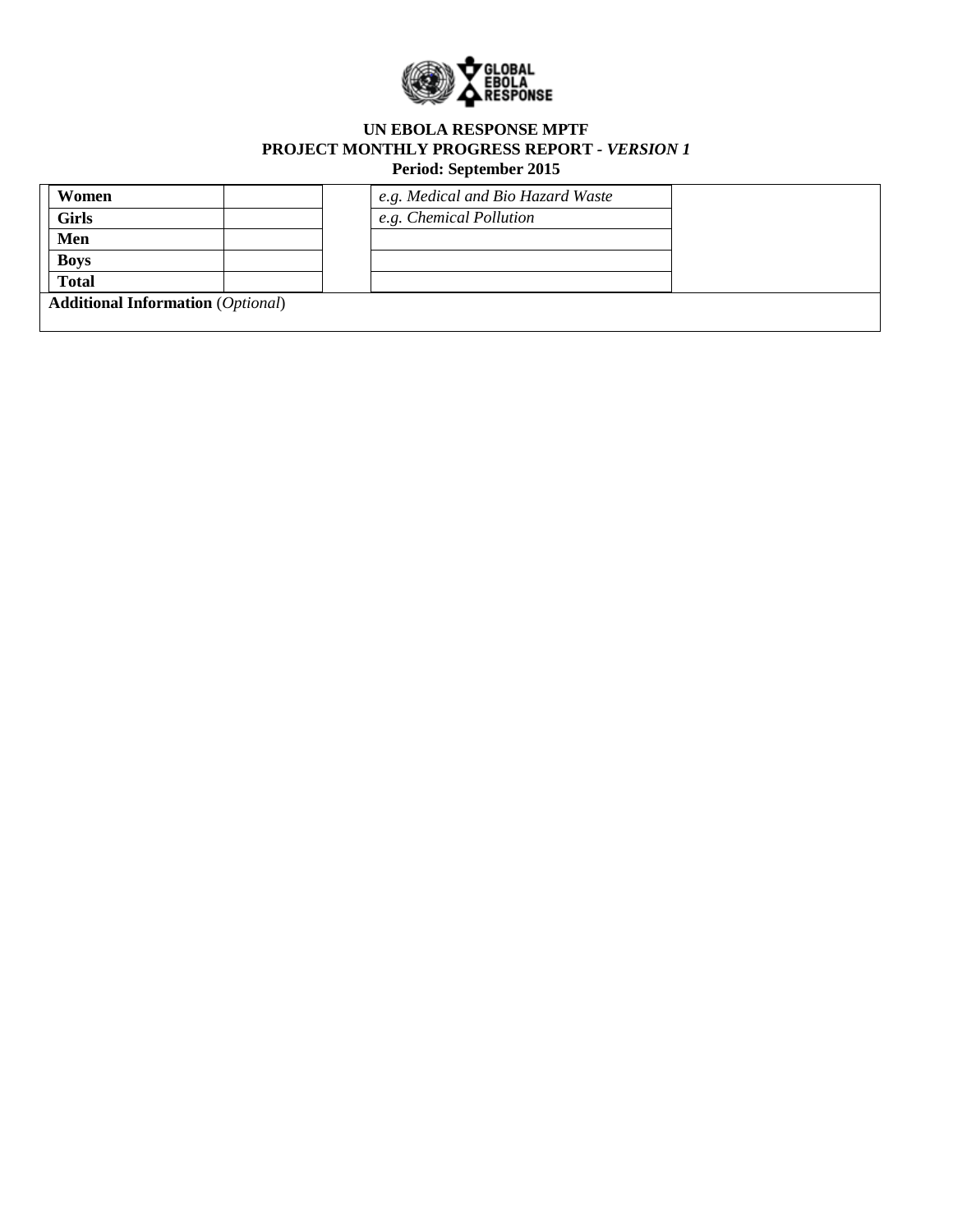| | | | | |
|---|---|---|---|---|
| **Women** | | | *e.g. Medical and Bio Hazard Waste* | |
| **Girls** | | | *e.g. Chemical Pollution* | |
| **Men** | | | | |
| **Boys** | | | | |
| **Total** | | | | |

**Additional Information** (*Optional*)